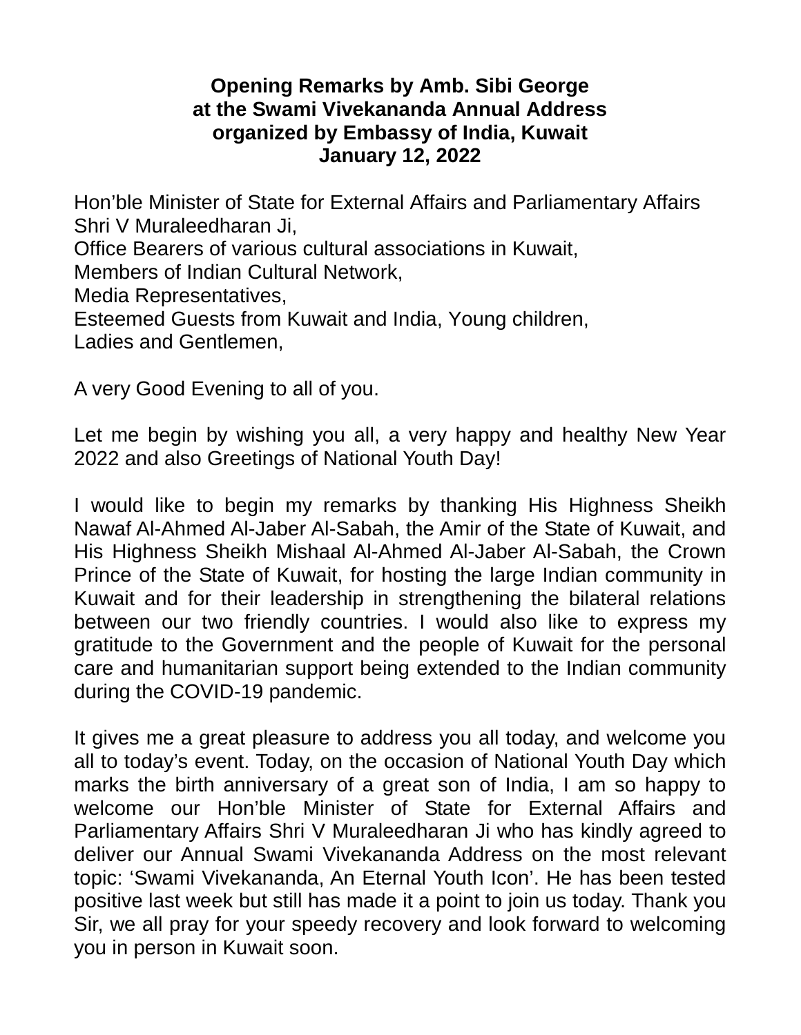**Opening Remarks by Amb. Sibi George**
**at the Swami Vivekananda Annual Address**
**organized by Embassy of India, Kuwait**
**January 12, 2022**

Hon'ble Minister of State for External Affairs and Parliamentary Affairs Shri V Muraleedharan Ji,
Office Bearers of various cultural associations in Kuwait,
Members of Indian Cultural Network,
Media Representatives,
Esteemed Guests from Kuwait and India, Young children,
Ladies and Gentlemen,

A very Good Evening to all of you.

Let me begin by wishing you all, a very happy and healthy New Year 2022 and also Greetings of National Youth Day!

I would like to begin my remarks by thanking His Highness Sheikh Nawaf Al-Ahmed Al-Jaber Al-Sabah, the Amir of the State of Kuwait, and His Highness Sheikh Mishaal Al-Ahmed Al-Jaber Al-Sabah, the Crown Prince of the State of Kuwait, for hosting the large Indian community in Kuwait and for their leadership in strengthening the bilateral relations between our two friendly countries. I would also like to express my gratitude to the Government and the people of Kuwait for the personal care and humanitarian support being extended to the Indian community during the COVID-19 pandemic.

It gives me a great pleasure to address you all today, and welcome you all to today's event. Today, on the occasion of National Youth Day which marks the birth anniversary of a great son of India, I am so happy to welcome our Hon'ble Minister of State for External Affairs and Parliamentary Affairs Shri V Muraleedharan Ji who has kindly agreed to deliver our Annual Swami Vivekananda Address on the most relevant topic: 'Swami Vivekananda, An Eternal Youth Icon'. He has been tested positive last week but still has made it a point to join us today. Thank you Sir, we all pray for your speedy recovery and look forward to welcoming you in person in Kuwait soon.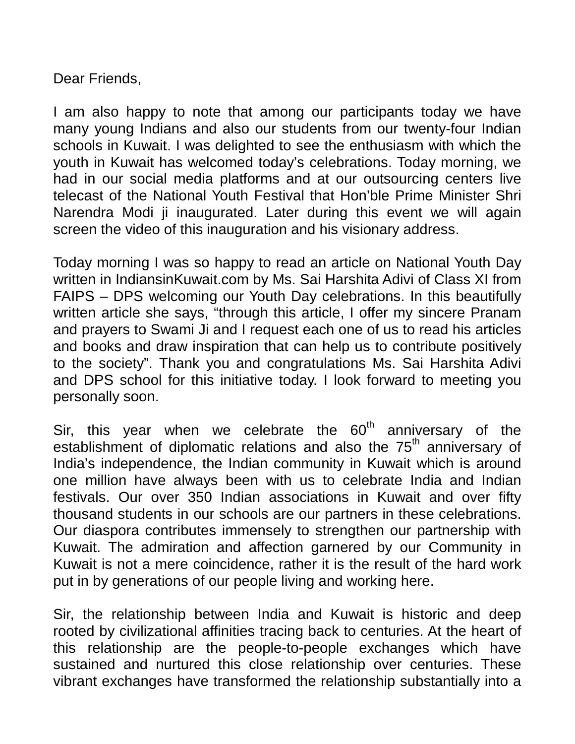Dear Friends,

I am also happy to note that among our participants today we have many young Indians and also our students from our twenty-four Indian schools in Kuwait. I was delighted to see the enthusiasm with which the youth in Kuwait has welcomed today's celebrations. Today morning, we had in our social media platforms and at our outsourcing centers live telecast of the National Youth Festival that Hon'ble Prime Minister Shri Narendra Modi ji inaugurated. Later during this event we will again screen the video of this inauguration and his visionary address.

Today morning I was so happy to read an article on National Youth Day written in IndiansinKuwait.com by Ms. Sai Harshita Adivi of Class XI from FAIPS – DPS welcoming our Youth Day celebrations. In this beautifully written article she says, "through this article, I offer my sincere Pranam and prayers to Swami Ji and I request each one of us to read his articles and books and draw inspiration that can help us to contribute positively to the society". Thank you and congratulations Ms. Sai Harshita Adivi and DPS school for this initiative today. I look forward to meeting you personally soon.

Sir, this year when we celebrate the 60th anniversary of the establishment of diplomatic relations and also the 75th anniversary of India's independence, the Indian community in Kuwait which is around one million have always been with us to celebrate India and Indian festivals. Our over 350 Indian associations in Kuwait and over fifty thousand students in our schools are our partners in these celebrations. Our diaspora contributes immensely to strengthen our partnership with Kuwait. The admiration and affection garnered by our Community in Kuwait is not a mere coincidence, rather it is the result of the hard work put in by generations of our people living and working here.

Sir, the relationship between India and Kuwait is historic and deep rooted by civilizational affinities tracing back to centuries. At the heart of this relationship are the people-to-people exchanges which have sustained and nurtured this close relationship over centuries. These vibrant exchanges have transformed the relationship substantially into a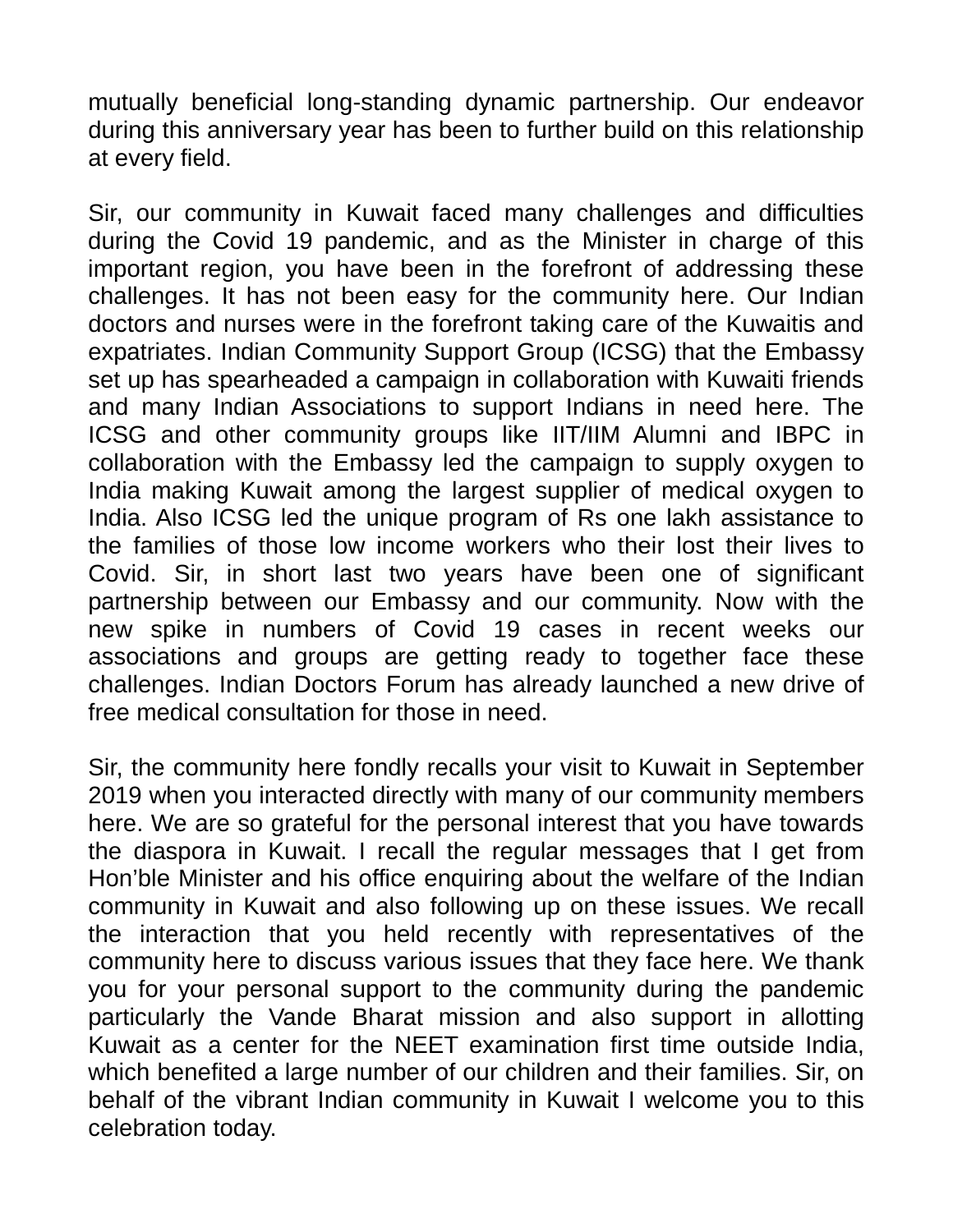mutually beneficial long-standing dynamic partnership. Our endeavor during this anniversary year has been to further build on this relationship at every field.

Sir, our community in Kuwait faced many challenges and difficulties during the Covid 19 pandemic, and as the Minister in charge of this important region, you have been in the forefront of addressing these challenges. It has not been easy for the community here. Our Indian doctors and nurses were in the forefront taking care of the Kuwaitis and expatriates. Indian Community Support Group (ICSG) that the Embassy set up has spearheaded a campaign in collaboration with Kuwaiti friends and many Indian Associations to support Indians in need here. The ICSG and other community groups like IIT/IIM Alumni and IBPC in collaboration with the Embassy led the campaign to supply oxygen to India making Kuwait among the largest supplier of medical oxygen to India. Also ICSG led the unique program of Rs one lakh assistance to the families of those low income workers who their lost their lives to Covid. Sir, in short last two years have been one of significant partnership between our Embassy and our community. Now with the new spike in numbers of Covid 19 cases in recent weeks our associations and groups are getting ready to together face these challenges. Indian Doctors Forum has already launched a new drive of free medical consultation for those in need.

Sir, the community here fondly recalls your visit to Kuwait in September 2019 when you interacted directly with many of our community members here. We are so grateful for the personal interest that you have towards the diaspora in Kuwait. I recall the regular messages that I get from Hon'ble Minister and his office enquiring about the welfare of the Indian community in Kuwait and also following up on these issues. We recall the interaction that you held recently with representatives of the community here to discuss various issues that they face here. We thank you for your personal support to the community during the pandemic particularly the Vande Bharat mission and also support in allotting Kuwait as a center for the NEET examination first time outside India, which benefited a large number of our children and their families. Sir, on behalf of the vibrant Indian community in Kuwait I welcome you to this celebration today.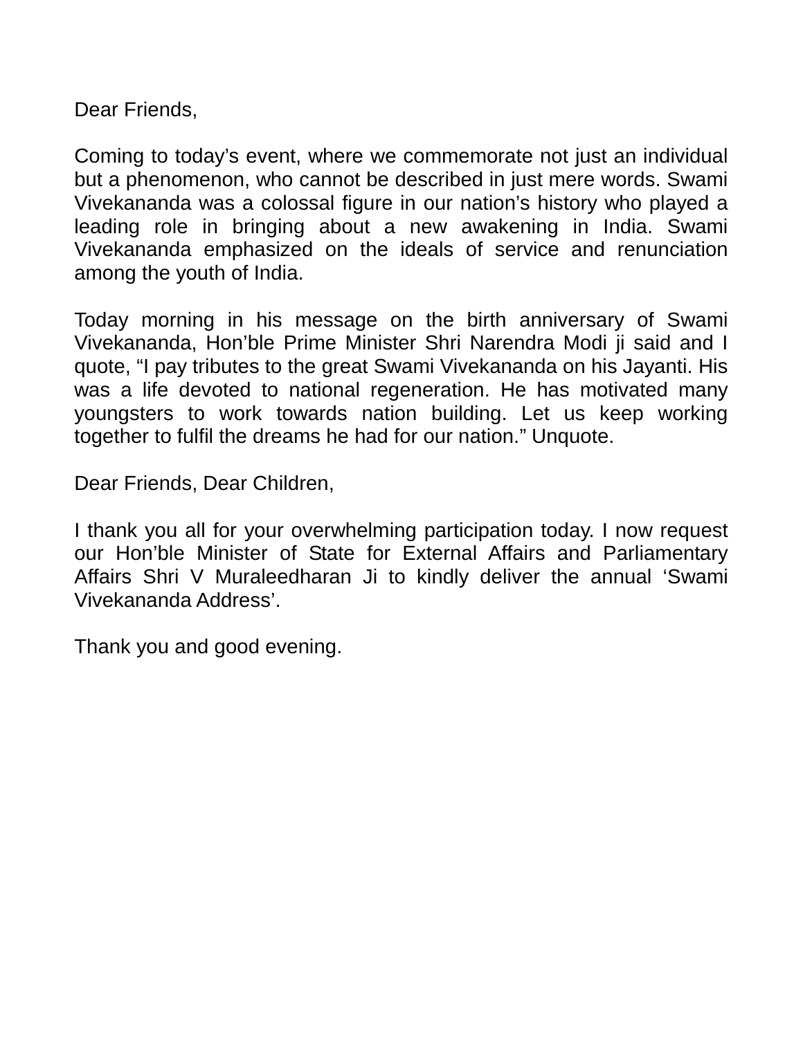Dear Friends,

Coming to today's event, where we commemorate not just an individual but a phenomenon, who cannot be described in just mere words. Swami Vivekananda was a colossal figure in our nation's history who played a leading role in bringing about a new awakening in India. Swami Vivekananda emphasized on the ideals of service and renunciation among the youth of India.

Today morning in his message on the birth anniversary of Swami Vivekananda, Hon'ble Prime Minister Shri Narendra Modi ji said and I quote, "I pay tributes to the great Swami Vivekananda on his Jayanti. His was a life devoted to national regeneration. He has motivated many youngsters to work towards nation building. Let us keep working together to fulfil the dreams he had for our nation." Unquote.

Dear Friends, Dear Children,

I thank you all for your overwhelming participation today. I now request our Hon'ble Minister of State for External Affairs and Parliamentary Affairs Shri V Muraleedharan Ji to kindly deliver the annual 'Swami Vivekananda Address'.

Thank you and good evening.